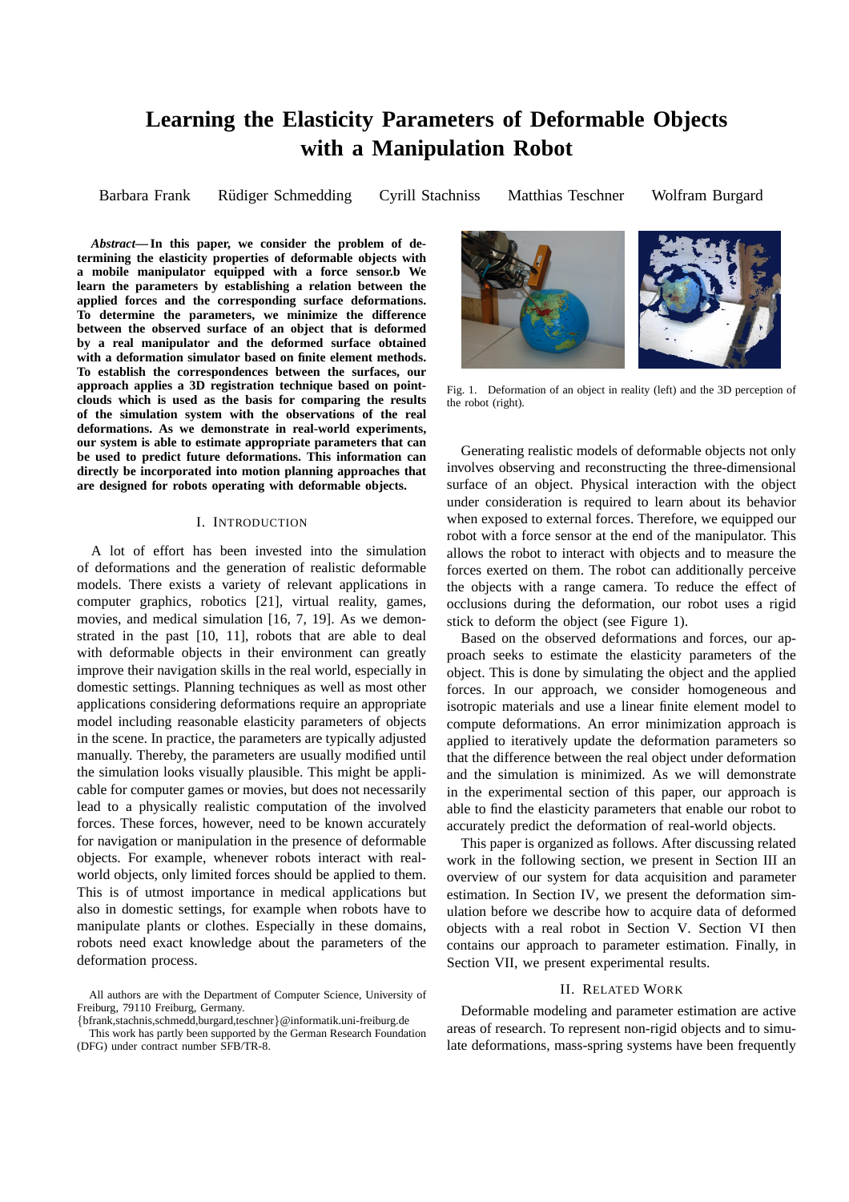# Learning the Elasticity Parameters of Deformable Objects with a Manipulation Robot

Barbara Frank   Rüdiger Schmedding   Cyrill Stachniss   Matthias Teschner   Wolfram Burgard

***Abstract*— In this paper, we consider the problem of determining the elasticity properties of deformable objects with a mobile manipulator equipped with a force sensor.b We learn the parameters by establishing a relation between the applied forces and the corresponding surface deformations. To determine the parameters, we minimize the difference between the observed surface of an object that is deformed by a real manipulator and the deformed surface obtained with a deformation simulator based on finite element methods. To establish the correspondences between the surfaces, our approach applies a 3D registration technique based on point-clouds which is used as the basis for comparing the results of the simulation system with the observations of the real deformations. As we demonstrate in real-world experiments, our system is able to estimate appropriate parameters that can be used to predict future deformations. This information can directly be incorporated into motion planning approaches that are designed for robots operating with deformable objects.**

## I. Introduction

A lot of effort has been invested into the simulation of deformations and the generation of realistic deformable models. There exists a variety of relevant applications in computer graphics, robotics [21], virtual reality, games, movies, and medical simulation [16, 7, 19]. As we demonstrated in the past [10, 11], robots that are able to deal with deformable objects in their environment can greatly improve their navigation skills in the real world, especially in domestic settings. Planning techniques as well as most other applications considering deformations require an appropriate model including reasonable elasticity parameters of objects in the scene. In practice, the parameters are typically adjusted manually. Thereby, the parameters are usually modified until the simulation looks visually plausible. This might be applicable for computer games or movies, but does not necessarily lead to a physically realistic computation of the involved forces. These forces, however, need to be known accurately for navigation or manipulation in the presence of deformable objects. For example, whenever robots interact with real-world objects, only limited forces should be applied to them. This is of utmost importance in medical applications but also in domestic settings, for example when robots have to manipulate plants or clothes. Especially in these domains, robots need exact knowledge about the parameters of the deformation process.

All authors are with the Department of Computer Science, University of Freiburg, 79110 Freiburg, Germany.
{bfrank,stachnis,schmedd,burgard,teschner}@informatik.uni-freiburg.de
This work has partly been supported by the German Research Foundation (DFG) under contract number SFB/TR-8.

Fig. 1. Deformation of an object in reality (left) and the 3D perception of the robot (right).

Generating realistic models of deformable objects not only involves observing and reconstructing the three-dimensional surface of an object. Physical interaction with the object under consideration is required to learn about its behavior when exposed to external forces. Therefore, we equipped our robot with a force sensor at the end of the manipulator. This allows the robot to interact with objects and to measure the forces exerted on them. The robot can additionally perceive the objects with a range camera. To reduce the effect of occlusions during the deformation, our robot uses a rigid stick to deform the object (see Figure 1).

Based on the observed deformations and forces, our approach seeks to estimate the elasticity parameters of the object. This is done by simulating the object and the applied forces. In our approach, we consider homogeneous and isotropic materials and use a linear finite element model to compute deformations. An error minimization approach is applied to iteratively update the deformation parameters so that the difference between the real object under deformation and the simulation is minimized. As we will demonstrate in the experimental section of this paper, our approach is able to find the elasticity parameters that enable our robot to accurately predict the deformation of real-world objects.

This paper is organized as follows. After discussing related work in the following section, we present in Section III an overview of our system for data acquisition and parameter estimation. In Section IV, we present the deformation simulation before we describe how to acquire data of deformed objects with a real robot in Section V. Section VI then contains our approach to parameter estimation. Finally, in Section VII, we present experimental results.

## II. Related Work

Deformable modeling and parameter estimation are active areas of research. To represent non-rigid objects and to simulate deformations, mass-spring systems have been frequently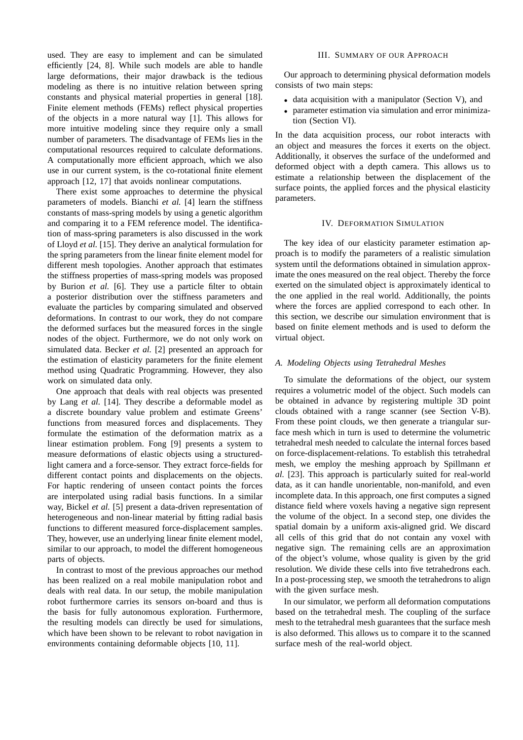used. They are easy to implement and can be simulated efficiently [24, 8]. While such models are able to handle large deformations, their major drawback is the tedious modeling as there is no intuitive relation between spring constants and physical material properties in general [18]. Finite element methods (FEMs) reflect physical properties of the objects in a more natural way [1]. This allows for more intuitive modeling since they require only a small number of parameters. The disadvantage of FEMs lies in the computational resources required to calculate deformations. A computationally more efficient approach, which we also use in our current system, is the co-rotational finite element approach [12, 17] that avoids nonlinear computations.

There exist some approaches to determine the physical parameters of models. Bianchi *et al.* [4] learn the stiffness constants of mass-spring models by using a genetic algorithm and comparing it to a FEM reference model. The identification of mass-spring parameters is also discussed in the work of Lloyd *et al.* [15]. They derive an analytical formulation for the spring parameters from the linear finite element model for different mesh topologies. Another approach that estimates the stiffness properties of mass-spring models was proposed by Burion *et al.* [6]. They use a particle filter to obtain a posterior distribution over the stiffness parameters and evaluate the particles by comparing simulated and observed deformations. In contrast to our work, they do not compare the deformed surfaces but the measured forces in the single nodes of the object. Furthermore, we do not only work on simulated data. Becker *et al.* [2] presented an approach for the estimation of elasticity parameters for the finite element method using Quadratic Programming. However, they also work on simulated data only.

One approach that deals with real objects was presented by Lang *et al.* [14]. They describe a deformable model as a discrete boundary value problem and estimate Greens' functions from measured forces and displacements. They formulate the estimation of the deformation matrix as a linear estimation problem. Fong [9] presents a system to measure deformations of elastic objects using a structured-light camera and a force-sensor. They extract force-fields for different contact points and displacements on the objects. For haptic rendering of unseen contact points the forces are interpolated using radial basis functions. In a similar way, Bickel *et al.* [5] present a data-driven representation of heterogeneous and non-linear material by fitting radial basis functions to different measured force-displacement samples. They, however, use an underlying linear finite element model, similar to our approach, to model the different homogeneous parts of objects.

In contrast to most of the previous approaches our method has been realized on a real mobile manipulation robot and deals with real data. In our setup, the mobile manipulation robot furthermore carries its sensors on-board and thus is the basis for fully autonomous exploration. Furthermore, the resulting models can directly be used for simulations, which have been shown to be relevant to robot navigation in environments containing deformable objects [10, 11].

## III. Summary of our Approach

Our approach to determining physical deformation models consists of two main steps:

- data acquisition with a manipulator (Section V), and
- parameter estimation via simulation and error minimization (Section VI).

In the data acquisition process, our robot interacts with an object and measures the forces it exerts on the object. Additionally, it observes the surface of the undeformed and deformed object with a depth camera. This allows us to estimate a relationship between the displacement of the surface points, the applied forces and the physical elasticity parameters.

## IV. Deformation Simulation

The key idea of our elasticity parameter estimation approach is to modify the parameters of a realistic simulation system until the deformations obtained in simulation approximate the ones measured on the real object. Thereby the force exerted on the simulated object is approximately identical to the one applied in the real world. Additionally, the points where the forces are applied correspond to each other. In this section, we describe our simulation environment that is based on finite element methods and is used to deform the virtual object.

### *A. Modeling Objects using Tetrahedral Meshes*

To simulate the deformations of the object, our system requires a volumetric model of the object. Such models can be obtained in advance by registering multiple 3D point clouds obtained with a range scanner (see Section V-B). From these point clouds, we then generate a triangular surface mesh which in turn is used to determine the volumetric tetrahedral mesh needed to calculate the internal forces based on force-displacement-relations. To establish this tetrahedral mesh, we employ the meshing approach by Spillmann *et al.* [23]. This approach is particularly suited for real-world data, as it can handle unorientable, non-manifold, and even incomplete data. In this approach, one first computes a signed distance field where voxels having a negative sign represent the volume of the object. In a second step, one divides the spatial domain by a uniform axis-aligned grid. We discard all cells of this grid that do not contain any voxel with negative sign. The remaining cells are an approximation of the object's volume, whose quality is given by the grid resolution. We divide these cells into five tetrahedrons each. In a post-processing step, we smooth the tetrahedrons to align with the given surface mesh.

In our simulator, we perform all deformation computations based on the tetrahedral mesh. The coupling of the surface mesh to the tetrahedral mesh guarantees that the surface mesh is also deformed. This allows us to compare it to the scanned surface mesh of the real-world object.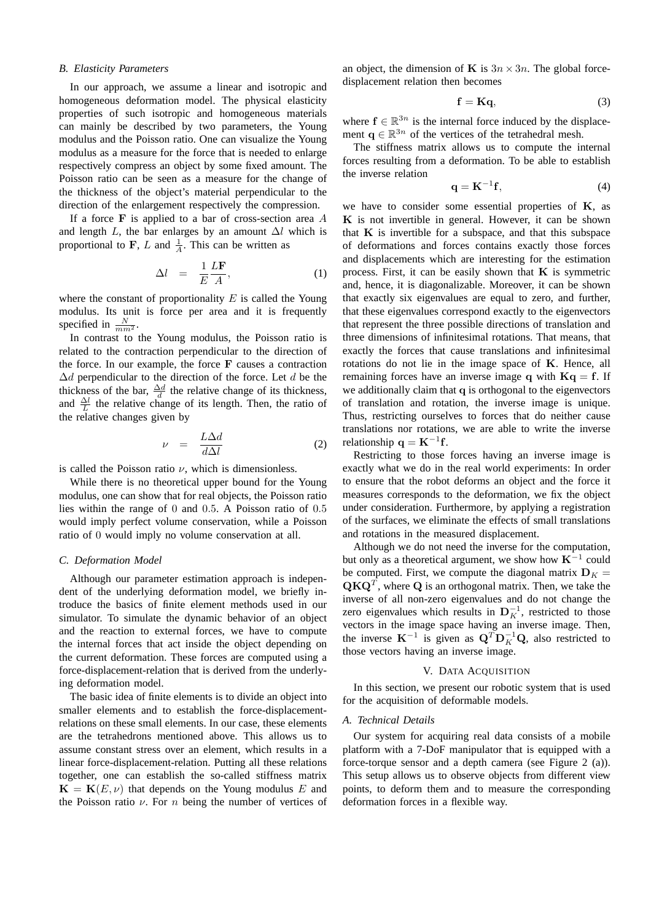### B. Elasticity Parameters

In our approach, we assume a linear and isotropic and homogeneous deformation model. The physical elasticity properties of such isotropic and homogeneous materials can mainly be described by two parameters, the Young modulus and the Poisson ratio. One can visualize the Young modulus as a measure for the force that is needed to enlarge respectively compress an object by some fixed amount. The Poisson ratio can be seen as a measure for the change of the thickness of the object's material perpendicular to the direction of the enlargement respectively the compression.

If a force $\mathbf{F}$ is applied to a bar of cross-section area $A$ and length $L$, the bar enlarges by an amount $\Delta l$ which is proportional to $\mathbf{F}$, $L$ and $\frac{1}{A}$. This can be written as

$$\Delta l \quad = \quad \frac{1}{E}\frac{L\mathbf{F}}{A}, \tag{1}$$

where the constant of proportionality $E$ is called the Young modulus. Its unit is force per area and it is frequently specified in $\frac{N}{mm^2}$.

In contrast to the Young modulus, the Poisson ratio is related to the contraction perpendicular to the direction of the force. In our example, the force $\mathbf{F}$ causes a contraction $\Delta d$ perpendicular to the direction of the force. Let $d$ be the thickness of the bar, $\frac{\Delta d}{d}$ the relative change of its thickness, and $\frac{\Delta l}{L}$ the relative change of its length. Then, the ratio of the relative changes given by

$$\nu \quad = \quad \frac{L\Delta d}{d\Delta l} \tag{2}$$

is called the Poisson ratio $\nu$, which is dimensionless.

While there is no theoretical upper bound for the Young modulus, one can show that for real objects, the Poisson ratio lies within the range of $0$ and $0.5$. A Poisson ratio of $0.5$ would imply perfect volume conservation, while a Poisson ratio of $0$ would imply no volume conservation at all.

### C. Deformation Model

Although our parameter estimation approach is independent of the underlying deformation model, we briefly introduce the basics of finite element methods used in our simulator. To simulate the dynamic behavior of an object and the reaction to external forces, we have to compute the internal forces that act inside the object depending on the current deformation. These forces are computed using a force-displacement-relation that is derived from the underlying deformation model.

The basic idea of finite elements is to divide an object into smaller elements and to establish the force-displacement-relations on these small elements. In our case, these elements are the tetrahedrons mentioned above. This allows us to assume constant stress over an element, which results in a linear force-displacement-relation. Putting all these relations together, one can establish the so-called stiffness matrix $\mathbf{K} = \mathbf{K}(E, \nu)$ that depends on the Young modulus $E$ and the Poisson ratio $\nu$. For $n$ being the number of vertices of an object, the dimension of $\mathbf{K}$ is $3n \times 3n$. The global force-displacement relation then becomes

$$\mathbf{f} = \mathbf{K}\mathbf{q}, \tag{3}$$

where $\mathbf{f} \in \mathbb{R}^{3n}$ is the internal force induced by the displacement $\mathbf{q} \in \mathbb{R}^{3n}$ of the vertices of the tetrahedral mesh.

The stiffness matrix allows us to compute the internal forces resulting from a deformation. To be able to establish the inverse relation

$$\mathbf{q} = \mathbf{K}^{-1}\mathbf{f}, \tag{4}$$

we have to consider some essential properties of $\mathbf{K}$, as $\mathbf{K}$ is not invertible in general. However, it can be shown that $\mathbf{K}$ is invertible for a subspace, and that this subspace of deformations and forces contains exactly those forces and displacements which are interesting for the estimation process. First, it can be easily shown that $\mathbf{K}$ is symmetric and, hence, it is diagonalizable. Moreover, it can be shown that exactly six eigenvalues are equal to zero, and further, that these eigenvalues correspond exactly to the eigenvectors that represent the three possible directions of translation and three dimensions of infinitesimal rotations. That means, that exactly the forces that cause translations and infinitesimal rotations do not lie in the image space of $\mathbf{K}$. Hence, all remaining forces have an inverse image $\mathbf{q}$ with $\mathbf{K}\mathbf{q} = \mathbf{f}$. If we additionally claim that $\mathbf{q}$ is orthogonal to the eigenvectors of translation and rotation, the inverse image is unique. Thus, restricting ourselves to forces that do neither cause translations nor rotations, we are able to write the inverse relationship $\mathbf{q} = \mathbf{K}^{-1}\mathbf{f}$.

Restricting to those forces having an inverse image is exactly what we do in the real world experiments: In order to ensure that the robot deforms an object and the force it measures corresponds to the deformation, we fix the object under consideration. Furthermore, by applying a registration of the surfaces, we eliminate the effects of small translations and rotations in the measured displacement.

Although we do not need the inverse for the computation, but only as a theoretical argument, we show how $\mathbf{K}^{-1}$ could be computed. First, we compute the diagonal matrix $\mathbf{D}_K = \mathbf{Q}\mathbf{K}\mathbf{Q}^T$, where $\mathbf{Q}$ is an orthogonal matrix. Then, we take the inverse of all non-zero eigenvalues and do not change the zero eigenvalues which results in $\mathbf{D}_K^{-1}$, restricted to those vectors in the image space having an inverse image. Then, the inverse $\mathbf{K}^{-1}$ is given as $\mathbf{Q}^T\mathbf{D}_K^{-1}\mathbf{Q}$, also restricted to those vectors having an inverse image.

## V. Data Acquisition

In this section, we present our robotic system that is used for the acquisition of deformable models.

### A. Technical Details

Our system for acquiring real data consists of a mobile platform with a 7-DoF manipulator that is equipped with a force-torque sensor and a depth camera (see Figure 2 (a)). This setup allows us to observe objects from different view points, to deform them and to measure the corresponding deformation forces in a flexible way.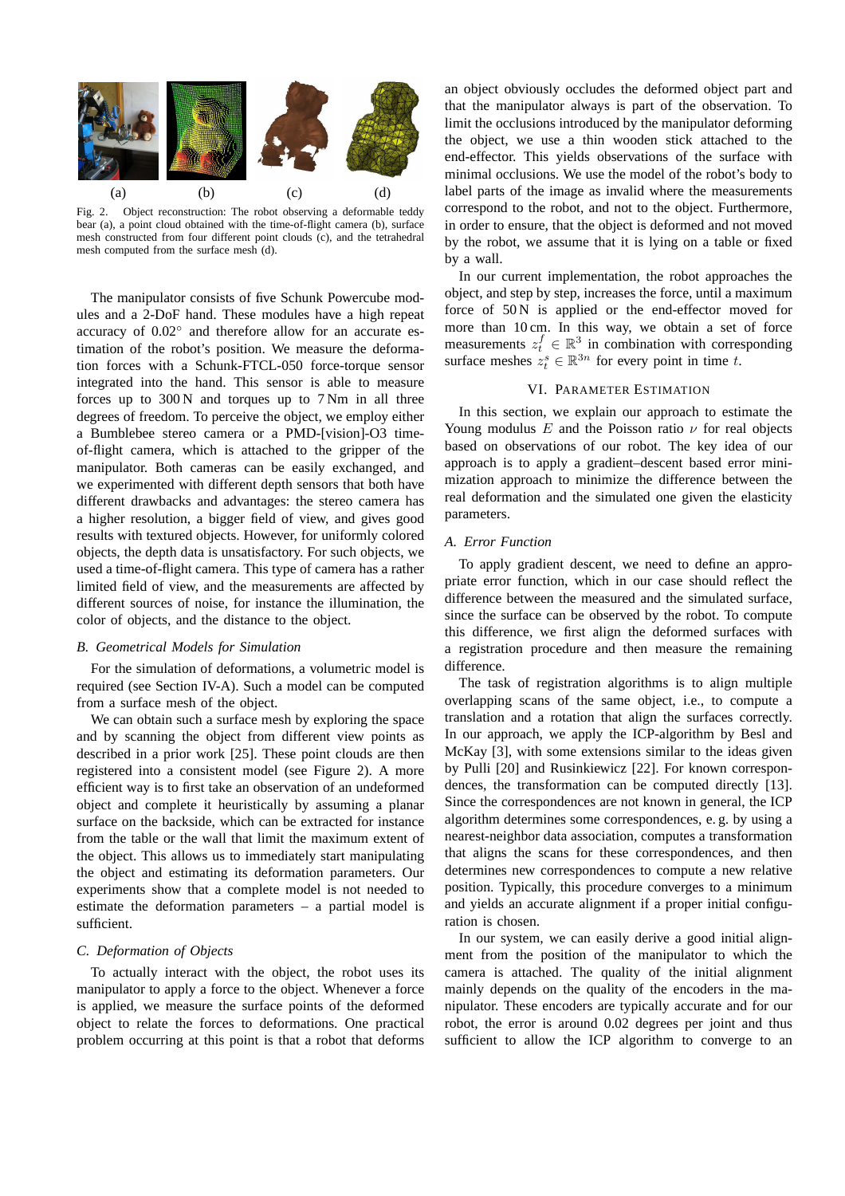Fig. 2. Object reconstruction: The robot observing a deformable teddy bear (a), a point cloud obtained with the time-of-flight camera (b), surface mesh constructed from four different point clouds (c), and the tetrahedral mesh computed from the surface mesh (d).

The manipulator consists of five Schunk Powercube modules and a 2-DoF hand. These modules have a high repeat accuracy of $0.02^\circ$ and therefore allow for an accurate estimation of the robot's position. We measure the deformation forces with a Schunk-FTCL-050 force-torque sensor integrated into the hand. This sensor is able to measure forces up to 300 N and torques up to 7 Nm in all three degrees of freedom. To perceive the object, we employ either a Bumblebee stereo camera or a PMD-[vision]-O3 time-of-flight camera, which is attached to the gripper of the manipulator. Both cameras can be easily exchanged, and we experimented with different depth sensors that both have different drawbacks and advantages: the stereo camera has a higher resolution, a bigger field of view, and gives good results with textured objects. However, for uniformly colored objects, the depth data is unsatisfactory. For such objects, we used a time-of-flight camera. This type of camera has a rather limited field of view, and the measurements are affected by different sources of noise, for instance the illumination, the color of objects, and the distance to the object.

### B. Geometrical Models for Simulation

For the simulation of deformations, a volumetric model is required (see Section IV-A). Such a model can be computed from a surface mesh of the object.

We can obtain such a surface mesh by exploring the space and by scanning the object from different view points as described in a prior work [25]. These point clouds are then registered into a consistent model (see Figure 2). A more efficient way is to first take an observation of an undeformed object and complete it heuristically by assuming a planar surface on the backside, which can be extracted for instance from the table or the wall that limit the maximum extent of the object. This allows us to immediately start manipulating the object and estimating its deformation parameters. Our experiments show that a complete model is not needed to estimate the deformation parameters – a partial model is sufficient.

### C. Deformation of Objects

To actually interact with the object, the robot uses its manipulator to apply a force to the object. Whenever a force is applied, we measure the surface points of the deformed object to relate the forces to deformations. One practical problem occurring at this point is that a robot that deforms an object obviously occludes the deformed object part and that the manipulator always is part of the observation. To limit the occlusions introduced by the manipulator deforming the object, we use a thin wooden stick attached to the end-effector. This yields observations of the surface with minimal occlusions. We use the model of the robot's body to label parts of the image as invalid where the measurements correspond to the robot, and not to the object. Furthermore, in order to ensure, that the object is deformed and not moved by the robot, we assume that it is lying on a table or fixed by a wall.

In our current implementation, the robot approaches the object, and step by step, increases the force, until a maximum force of 50 N is applied or the end-effector moved for more than 10 cm. In this way, we obtain a set of force measurements $z_t^f \in \mathbb{R}^3$ in combination with corresponding surface meshes $z_t^s \in \mathbb{R}^{3n}$ for every point in time $t$.

## VI. Parameter Estimation

In this section, we explain our approach to estimate the Young modulus $E$ and the Poisson ratio $\nu$ for real objects based on observations of our robot. The key idea of our approach is to apply a gradient–descent based error minimization approach to minimize the difference between the real deformation and the simulated one given the elasticity parameters.

### A. Error Function

To apply gradient descent, we need to define an appropriate error function, which in our case should reflect the difference between the measured and the simulated surface, since the surface can be observed by the robot. To compute this difference, we first align the deformed surfaces with a registration procedure and then measure the remaining difference.

The task of registration algorithms is to align multiple overlapping scans of the same object, i.e., to compute a translation and a rotation that align the surfaces correctly. In our approach, we apply the ICP-algorithm by Besl and McKay [3], with some extensions similar to the ideas given by Pulli [20] and Rusinkiewicz [22]. For known correspondences, the transformation can be computed directly [13]. Since the correspondences are not known in general, the ICP algorithm determines some correspondences, e. g. by using a nearest-neighbor data association, computes a transformation that aligns the scans for these correspondences, and then determines new correspondences to compute a new relative position. Typically, this procedure converges to a minimum and yields an accurate alignment if a proper initial configuration is chosen.

In our system, we can easily derive a good initial alignment from the position of the manipulator to which the camera is attached. The quality of the initial alignment mainly depends on the quality of the encoders in the manipulator. These encoders are typically accurate and for our robot, the error is around 0.02 degrees per joint and thus sufficient to allow the ICP algorithm to converge to an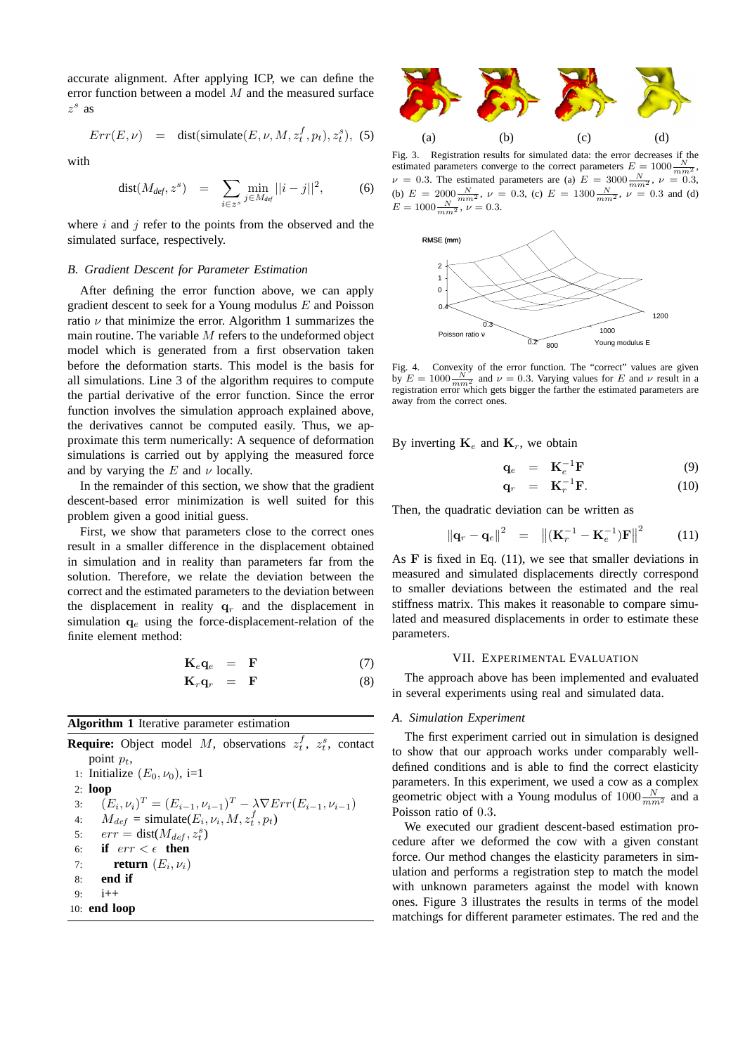accurate alignment. After applying ICP, we can define the error function between a model $M$ and the measured surface $z^s$ as

$$Err(E, \nu) \quad = \quad \text{dist}(\text{simulate}(E, \nu, M, z_t^f, p_t), z_t^s), \quad (5)$$

with

$$\text{dist}(M_{def}, z^s) \quad = \quad \sum_{i \in z^s} \min_{j \in M_{def}} ||i - j||^2, \quad (6)$$

where $i$ and $j$ refer to the points from the observed and the simulated surface, respectively.

### B. Gradient Descent for Parameter Estimation

After defining the error function above, we can apply gradient descent to seek for a Young modulus $E$ and Poisson ratio $\nu$ that minimize the error. Algorithm 1 summarizes the main routine. The variable $M$ refers to the undeformed object model which is generated from a first observation taken before the deformation starts. This model is the basis for all simulations. Line 3 of the algorithm requires to compute the partial derivative of the error function. Since the error function involves the simulation approach explained above, the derivatives cannot be computed easily. Thus, we approximate this term numerically: A sequence of deformation simulations is carried out by applying the measured force and by varying the $E$ and $\nu$ locally.

In the remainder of this section, we show that the gradient descent-based error minimization is well suited for this problem given a good initial guess.

First, we show that parameters close to the correct ones result in a smaller difference in the displacement obtained in simulation and in reality than parameters far from the solution. Therefore, we relate the deviation between the correct and the estimated parameters to the deviation between the displacement in reality $\mathbf{q}_r$ and the displacement in simulation $\mathbf{q}_e$ using the force-displacement-relation of the finite element method:

$$\mathbf{K}_e \mathbf{q}_e \quad = \quad \mathbf{F} \quad (7)$$

$$\mathbf{K}_r \mathbf{q}_r \quad = \quad \mathbf{F} \quad (8)$$

**Algorithm 1** Iterative parameter estimation

**Require:** Object model $M$, observations $z_t^f$, $z_t^s$, contact point $p_t$,
1: Initialize $(E_0, \nu_0)$, i=1
2: **loop**
3: $\quad (E_i, \nu_i)^T = (E_{i-1}, \nu_{i-1})^T - \lambda \nabla Err(E_{i-1}, \nu_{i-1})$
4: $\quad M_{def}$ = simulate($E_i, \nu_i, M, z_t^f, p_t$)
5: $\quad err$ = dist($M_{def}, z_t^s$)
6: $\quad$ **if** $err < \epsilon$ **then**
7: $\quad\quad$ **return** $(E_i, \nu_i)$
8: $\quad$ **end if**
9: $\quad$ i++
10: **end loop**

Fig. 3. Registration results for simulated data: the error decreases if the estimated parameters converge to the correct parameters $E = 1000\frac{N}{mm^2}$, $\nu = 0.3$. The estimated parameters are (a) $E = 3000\frac{N}{mm^2}$, $\nu = 0.3$, (b) $E = 2000\frac{N}{mm^2}$, $\nu = 0.3$, (c) $E = 1300\frac{N}{mm^2}$, $\nu = 0.3$ and (d) $E = 1000\frac{N}{mm^2}$, $\nu = 0.3$.

Fig. 4. Convexity of the error function. The "correct" values are given by $E = 1000\frac{N}{mm^2}$ and $\nu = 0.3$. Varying values for $E$ and $\nu$ result in a registration error which gets bigger the farther the estimated parameters are away from the correct ones.

By inverting $\mathbf{K}_e$ and $\mathbf{K}_r$, we obtain

$$\mathbf{q}_e \quad = \quad \mathbf{K}_e^{-1} \mathbf{F} \quad (9)$$

$$\mathbf{q}_r \quad = \quad \mathbf{K}_r^{-1} \mathbf{F}. \quad (10)$$

Then, the quadratic deviation can be written as

$$\|\mathbf{q}_r - \mathbf{q}_e\|^2 \quad = \quad \left\|(\mathbf{K}_r^{-1} - \mathbf{K}_e^{-1})\mathbf{F}\right\|^2 \quad (11)$$

As $\mathbf{F}$ is fixed in Eq. (11), we see that smaller deviations in measured and simulated displacements directly correspond to smaller deviations between the estimated and the real stiffness matrix. This makes it reasonable to compare simulated and measured displacements in order to estimate these parameters.

## VII. Experimental Evaluation

The approach above has been implemented and evaluated in several experiments using real and simulated data.

### A. Simulation Experiment

The first experiment carried out in simulation is designed to show that our approach works under comparably well-defined conditions and is able to find the correct elasticity parameters. In this experiment, we used a cow as a complex geometric object with a Young modulus of $1000\frac{N}{mm^2}$ and a Poisson ratio of 0.3.

We executed our gradient descent-based estimation procedure after we deformed the cow with a given constant force. Our method changes the elasticity parameters in simulation and performs a registration step to match the model with unknown parameters against the model with known ones. Figure 3 illustrates the results in terms of the model matchings for different parameter estimates. The red and the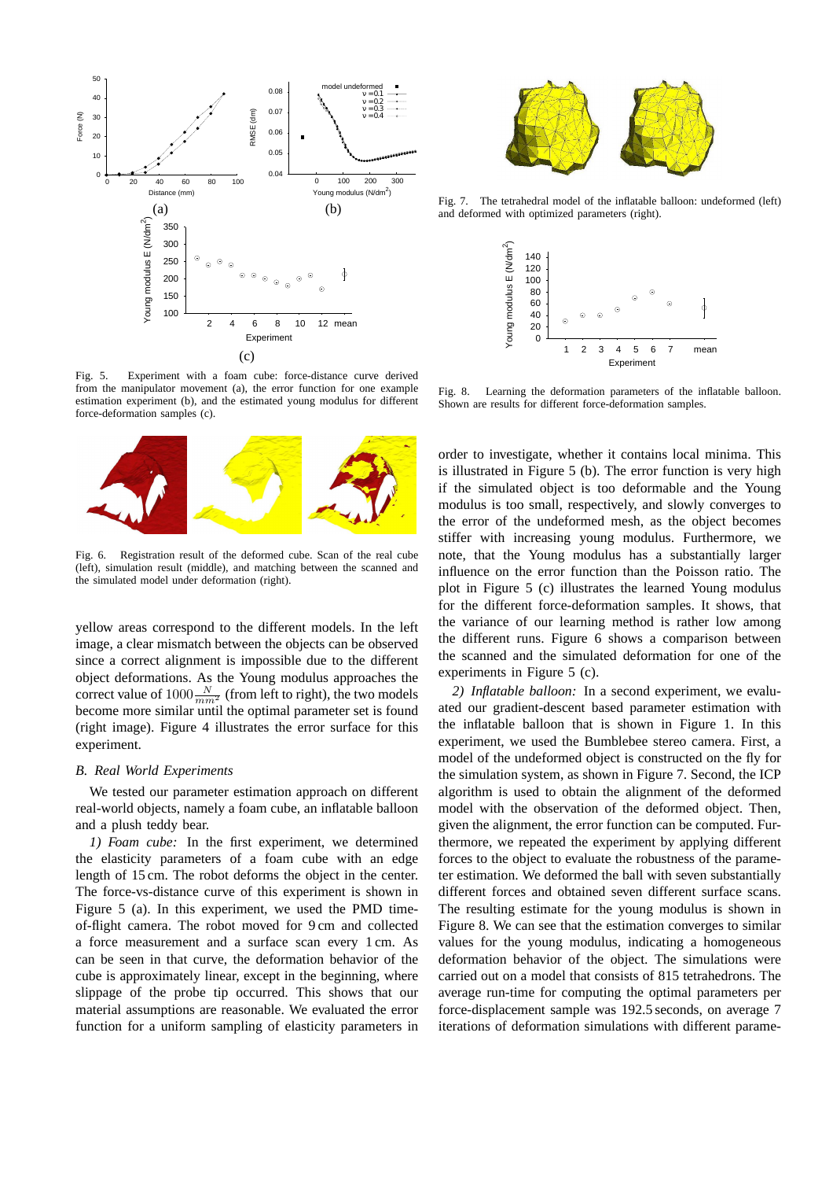Fig. 5. Experiment with a foam cube: force-distance curve derived from the manipulator movement (a), the error function for one example estimation experiment (b), and the estimated young modulus for different force-deformation samples (c).

Fig. 6. Registration result of the deformed cube. Scan of the real cube (left), simulation result (middle), and matching between the scanned and the simulated model under deformation (right).

yellow areas correspond to the different models. In the left image, a clear mismatch between the objects can be observed since a correct alignment is impossible due to the different object deformations. As the Young modulus approaches the correct value of $1000\frac{N}{mm^2}$ (from left to right), the two models become more similar until the optimal parameter set is found (right image). Figure 4 illustrates the error surface for this experiment.

### B. Real World Experiments

We tested our parameter estimation approach on different real-world objects, namely a foam cube, an inflatable balloon and a plush teddy bear.

*1) Foam cube:* In the first experiment, we determined the elasticity parameters of a foam cube with an edge length of 15 cm. The robot deforms the object in the center. The force-vs-distance curve of this experiment is shown in Figure 5 (a). In this experiment, we used the PMD time-of-flight camera. The robot moved for 9 cm and collected a force measurement and a surface scan every 1 cm. As can be seen in that curve, the deformation behavior of the cube is approximately linear, except in the beginning, where slippage of the probe tip occurred. This shows that our material assumptions are reasonable. We evaluated the error function for a uniform sampling of elasticity parameters in order to investigate, whether it contains local minima. This is illustrated in Figure 5 (b). The error function is very high if the simulated object is too deformable and the Young modulus is too small, respectively, and slowly converges to the error of the undeformed mesh, as the object becomes stiffer with increasing young modulus. Furthermore, we note, that the Young modulus has a substantially larger influence on the error function than the Poisson ratio. The plot in Figure 5 (c) illustrates the learned Young modulus for the different force-deformation samples. It shows, that the variance of our learning method is rather low among the different runs. Figure 6 shows a comparison between the scanned and the simulated deformation for one of the experiments in Figure 5 (c).

Fig. 7. The tetrahedral model of the inflatable balloon: undeformed (left) and deformed with optimized parameters (right).

Fig. 8. Learning the deformation parameters of the inflatable balloon. Shown are results for different force-deformation samples.

*2) Inflatable balloon:* In a second experiment, we evaluated our gradient-descent based parameter estimation with the inflatable balloon that is shown in Figure 1. In this experiment, we used the Bumblebee stereo camera. First, a model of the undeformed object is constructed on the fly for the simulation system, as shown in Figure 7. Second, the ICP algorithm is used to obtain the alignment of the deformed model with the observation of the deformed object. Then, given the alignment, the error function can be computed. Furthermore, we repeated the experiment by applying different forces to the object to evaluate the robustness of the parameter estimation. We deformed the ball with seven substantially different forces and obtained seven different surface scans. The resulting estimate for the young modulus is shown in Figure 8. We can see that the estimation converges to similar values for the young modulus, indicating a homogeneous deformation behavior of the object. The simulations were carried out on a model that consists of 815 tetrahedrons. The average run-time for computing the optimal parameters per force-displacement sample was 192.5 seconds, on average 7 iterations of deformation simulations with different parame-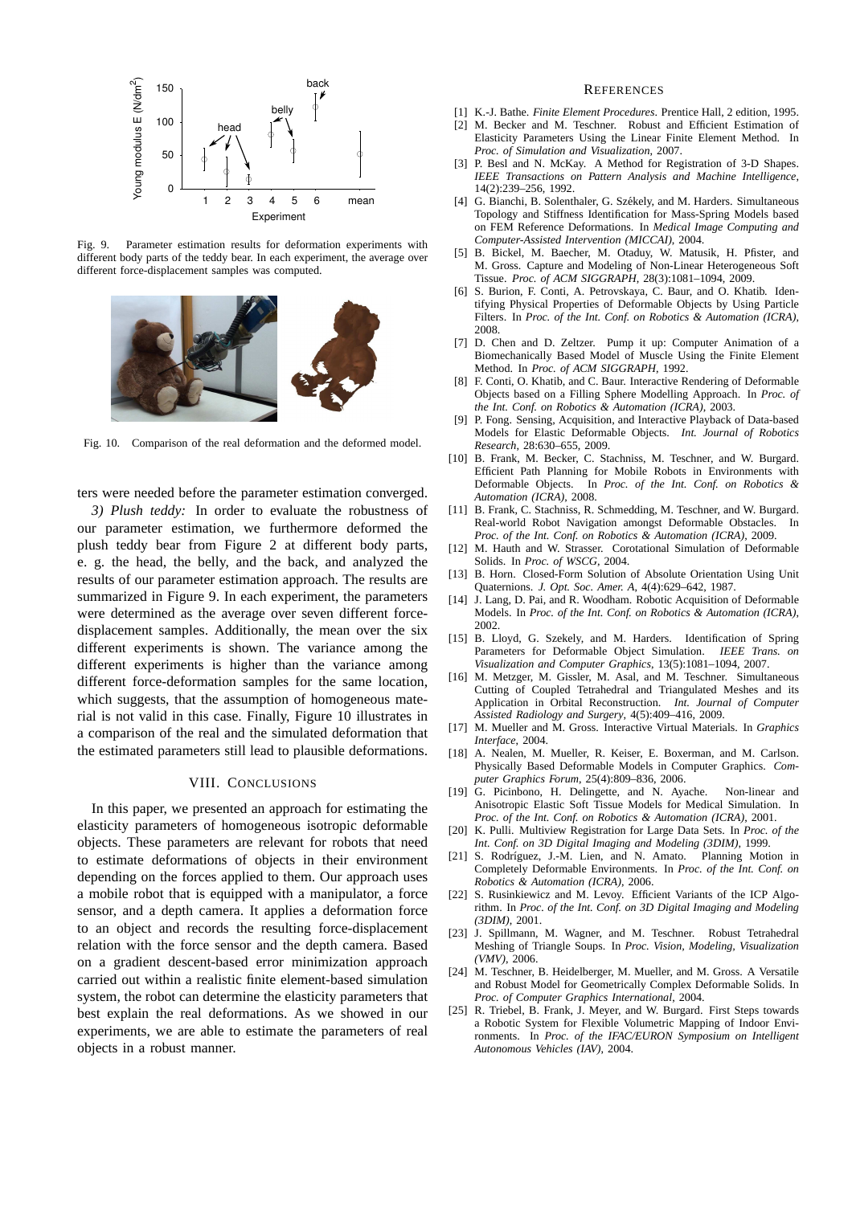150

100

50

0

Young modulus E (N/dm$^2$)

head

belly

back

1 2 3 4 5 6 mean

Experiment

Fig. 9. Parameter estimation results for deformation experiments with different body parts of the teddy bear. In each experiment, the average over different force-displacement samples was computed.

Fig. 10. Comparison of the real deformation and the deformed model.

ters were needed before the parameter estimation converged.

*3) Plush teddy:* In order to evaluate the robustness of our parameter estimation, we furthermore deformed the plush teddy bear from Figure 2 at different body parts, e. g. the head, the belly, and the back, and analyzed the results of our parameter estimation approach. The results are summarized in Figure 9. In each experiment, the parameters were determined as the average over seven different force-displacement samples. Additionally, the mean over the six different experiments is shown. The variance among the different experiments is higher than the variance among different force-deformation samples for the same location, which suggests, that the assumption of homogeneous material is not valid in this case. Finally, Figure 10 illustrates in a comparison of the real and the simulated deformation that the estimated parameters still lead to plausible deformations.

## VIII. Conclusions

In this paper, we presented an approach for estimating the elasticity parameters of homogeneous isotropic deformable objects. These parameters are relevant for robots that need to estimate deformations of objects in their environment depending on the forces applied to them. Our approach uses a mobile robot that is equipped with a manipulator, a force sensor, and a depth camera. It applies a deformation force to an object and records the resulting force-displacement relation with the force sensor and the depth camera. Based on a gradient descent-based error minimization approach carried out within a realistic finite element-based simulation system, the robot can determine the elasticity parameters that best explain the real deformations. As we showed in our experiments, we are able to estimate the parameters of real objects in a robust manner.

## References

[1] K.-J. Bathe. *Finite Element Procedures*. Prentice Hall, 2 edition, 1995.

[2] M. Becker and M. Teschner. Robust and Efficient Estimation of Elasticity Parameters Using the Linear Finite Element Method. In *Proc. of Simulation and Visualization*, 2007.

[3] P. Besl and N. McKay. A Method for Registration of 3-D Shapes. *IEEE Transactions on Pattern Analysis and Machine Intelligence*, 14(2):239–256, 1992.

[4] G. Bianchi, B. Solenthaler, G. Székely, and M. Harders. Simultaneous Topology and Stiffness Identification for Mass-Spring Models based on FEM Reference Deformations. In *Medical Image Computing and Computer-Assisted Intervention (MICCAI)*, 2004.

[5] B. Bickel, M. Baecher, M. Otaduy, W. Matusik, H. Pfister, and M. Gross. Capture and Modeling of Non-Linear Heterogeneous Soft Tissue. *Proc. of ACM SIGGRAPH*, 28(3):1081–1094, 2009.

[6] S. Burion, F. Conti, A. Petrovskaya, C. Baur, and O. Khatib. Identifying Physical Properties of Deformable Objects by Using Particle Filters. In *Proc. of the Int. Conf. on Robotics & Automation (ICRA)*, 2008.

[7] D. Chen and D. Zeltzer. Pump it up: Computer Animation of a Biomechanically Based Model of Muscle Using the Finite Element Method. In *Proc. of ACM SIGGRAPH*, 1992.

[8] F. Conti, O. Khatib, and C. Baur. Interactive Rendering of Deformable Objects based on a Filling Sphere Modelling Approach. In *Proc. of the Int. Conf. on Robotics & Automation (ICRA)*, 2003.

[9] P. Fong. Sensing, Acquisition, and Interactive Playback of Data-based Models for Elastic Deformable Objects. *Int. Journal of Robotics Research*, 28:630–655, 2009.

[10] B. Frank, M. Becker, C. Stachniss, M. Teschner, and W. Burgard. Efficient Path Planning for Mobile Robots in Environments with Deformable Objects. In *Proc. of the Int. Conf. on Robotics & Automation (ICRA)*, 2008.

[11] B. Frank, C. Stachniss, R. Schmedding, M. Teschner, and W. Burgard. Real-world Robot Navigation amongst Deformable Obstacles. In *Proc. of the Int. Conf. on Robotics & Automation (ICRA)*, 2009.

[12] M. Hauth and W. Strasser. Corotational Simulation of Deformable Solids. In *Proc. of WSCG*, 2004.

[13] B. Horn. Closed-Form Solution of Absolute Orientation Using Unit Quaternions. *J. Opt. Soc. Amer. A*, 4(4):629–642, 1987.

[14] J. Lang, D. Pai, and R. Woodham. Robotic Acquisition of Deformable Models. In *Proc. of the Int. Conf. on Robotics & Automation (ICRA)*, 2002.

[15] B. Lloyd, G. Szekely, and M. Harders. Identification of Spring Parameters for Deformable Object Simulation. *IEEE Trans. on Visualization and Computer Graphics*, 13(5):1081–1094, 2007.

[16] M. Metzger, M. Gissler, M. Asal, and M. Teschner. Simultaneous Cutting of Coupled Tetrahedral and Triangulated Meshes and its Application in Orbital Reconstruction. *Int. Journal of Computer Assisted Radiology and Surgery*, 4(5):409–416, 2009.

[17] M. Mueller and M. Gross. Interactive Virtual Materials. In *Graphics Interface*, 2004.

[18] A. Nealen, M. Mueller, R. Keiser, E. Boxerman, and M. Carlson. Physically Based Deformable Models in Computer Graphics. *Computer Graphics Forum*, 25(4):809–836, 2006.

[19] G. Picinbono, H. Delingette, and N. Ayache. Non-linear and Anisotropic Elastic Soft Tissue Models for Medical Simulation. In *Proc. of the Int. Conf. on Robotics & Automation (ICRA)*, 2001.

[20] K. Pulli. Multiview Registration for Large Data Sets. In *Proc. of the Int. Conf. on 3D Digital Imaging and Modeling (3DIM)*, 1999.

[21] S. Rodríguez, J.-M. Lien, and N. Amato. Planning Motion in Completely Deformable Environments. In *Proc. of the Int. Conf. on Robotics & Automation (ICRA)*, 2006.

[22] S. Rusinkiewicz and M. Levoy. Efficient Variants of the ICP Algorithm. In *Proc. of the Int. Conf. on 3D Digital Imaging and Modeling (3DIM)*, 2001.

[23] J. Spillmann, M. Wagner, and M. Teschner. Robust Tetrahedral Meshing of Triangle Soups. In *Proc. Vision, Modeling, Visualization (VMV)*, 2006.

[24] M. Teschner, B. Heidelberger, M. Mueller, and M. Gross. A Versatile and Robust Model for Geometrically Complex Deformable Solids. In *Proc. of Computer Graphics International*, 2004.

[25] R. Triebel, B. Frank, J. Meyer, and W. Burgard. First Steps towards a Robotic System for Flexible Volumetric Mapping of Indoor Environments. In *Proc. of the IFAC/EURON Symposium on Intelligent Autonomous Vehicles (IAV)*, 2004.